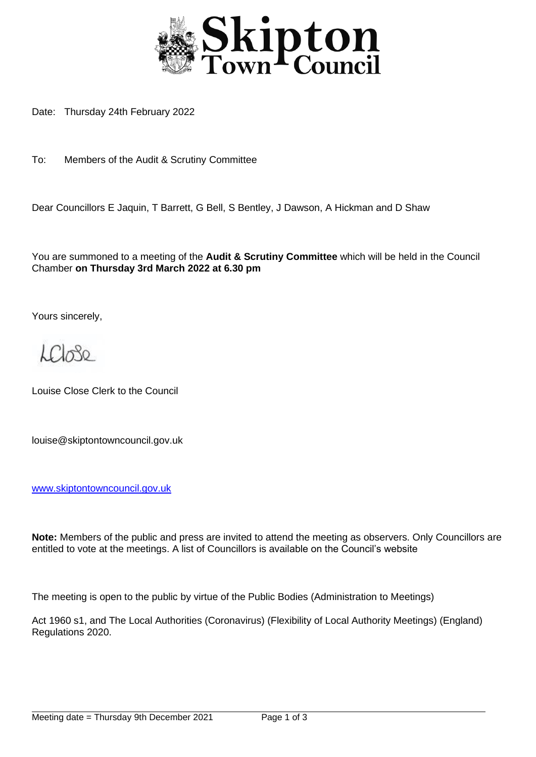# Skipton Town Council

Date: Thursday 24th February 2022

To: Members of the Audit & Scrutiny Committee

Dear Councillors E Jaquin, T Barrett, G Bell, S Bentley, J Dawson, A Hickman and D Shaw

You are summoned to a meeting of the **Audit & Scrutiny Committee** which will be held in the Council Chamber **on Thursday 3rd March 2022 at 6.30 pm**

Yours sincerely,

LClose

Louise Close Clerk to the Council

louise@skiptontowncouncil.gov.uk

www.skiptontowncouncil.gov.uk

**Note:** Members of the public and press are invited to attend the meeting as observers. Only Councillors are entitled to vote at the meetings. A list of Councillors is available on the Council's website

The meeting is open to the public by virtue of the Public Bodies (Administration to Meetings)

Act 1960 s1, and The Local Authorities (Coronavirus) (Flexibility of Local Authority Meetings) (England) Regulations 2020.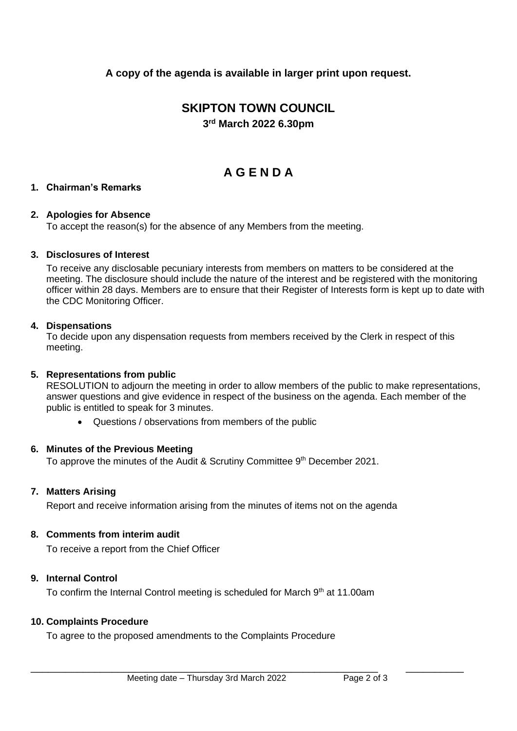**A copy of the agenda is available in larger print upon request.**

# SKIPTON TOWN COUNCIL

**3rd March 2022 6.30pm**

# A G E N D A

1. **Chairman's Remarks**

2. **Apologies for Absence**

   To accept the reason(s) for the absence of any Members from the meeting.

3. **Disclosures of Interest**

   To receive any disclosable pecuniary interests from members on matters to be considered at the meeting. The disclosure should include the nature of the interest and be registered with the monitoring officer within 28 days. Members are to ensure that their Register of Interests form is kept up to date with the CDC Monitoring Officer.

4. **Dispensations**

   To decide upon any dispensation requests from members received by the Clerk in respect of this meeting.

5. **Representations from public**

   RESOLUTION to adjourn the meeting in order to allow members of the public to make representations, answer questions and give evidence in respect of the business on the agenda. Each member of the public is entitled to speak for 3 minutes.

   - Questions / observations from members of the public

6. **Minutes of the Previous Meeting**

   To approve the minutes of the Audit & Scrutiny Committee 9th December 2021.

7. **Matters Arising**

   Report and receive information arising from the minutes of items not on the agenda

8. **Comments from interim audit**

   To receive a report from the Chief Officer

9. **Internal Control**

   To confirm the Internal Control meeting is scheduled for March 9th at 11.00am

10. **Complaints Procedure**

    To agree to the proposed amendments to the Complaints Procedure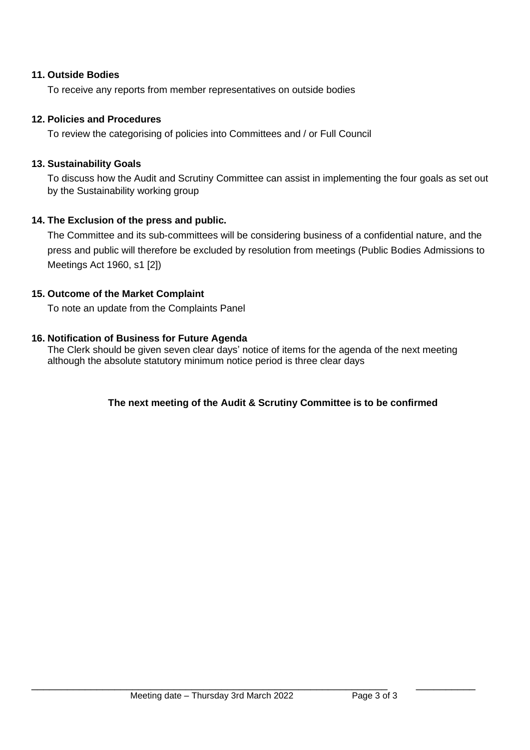**11. Outside Bodies**

To receive any reports from member representatives on outside bodies

**12. Policies and Procedures**

To review the categorising of policies into Committees and / or Full Council

**13. Sustainability Goals**

To discuss how the Audit and Scrutiny Committee can assist in implementing the four goals as set out by the Sustainability working group

**14. The Exclusion of the press and public.**

The Committee and its sub-committees will be considering business of a confidential nature, and the press and public will therefore be excluded by resolution from meetings (Public Bodies Admissions to Meetings Act 1960, s1 [2])

**15. Outcome of the Market Complaint**

To note an update from the Complaints Panel

**16. Notification of Business for Future Agenda**

The Clerk should be given seven clear days' notice of items for the agenda of the next meeting although the absolute statutory minimum notice period is three clear days

**The next meeting of the Audit & Scrutiny Committee is to be confirmed**